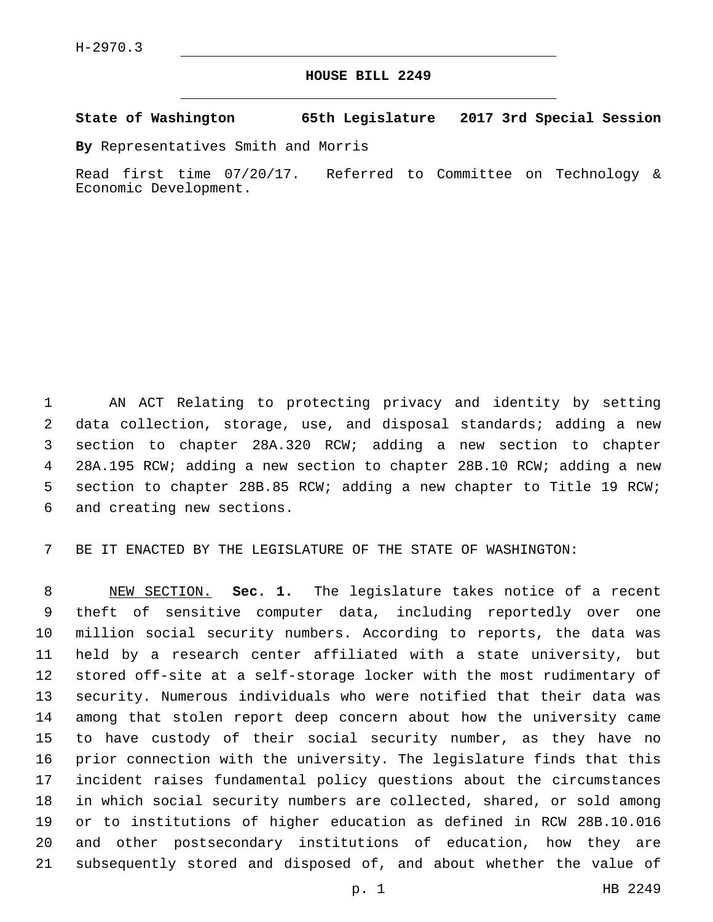H-2970.3

# HOUSE BILL 2249

**State of Washington 65th Legislature 2017 3rd Special Session**

**By** Representatives Smith and Morris

Read first time 07/20/17. Referred to Committee on Technology & Economic Development.

AN ACT Relating to protecting privacy and identity by setting data collection, storage, use, and disposal standards; adding a new section to chapter 28A.320 RCW; adding a new section to chapter 28A.195 RCW; adding a new section to chapter 28B.10 RCW; adding a new section to chapter 28B.85 RCW; adding a new chapter to Title 19 RCW; and creating new sections.

BE IT ENACTED BY THE LEGISLATURE OF THE STATE OF WASHINGTON:

NEW SECTION. **Sec. 1.** The legislature takes notice of a recent theft of sensitive computer data, including reportedly over one million social security numbers. According to reports, the data was held by a research center affiliated with a state university, but stored off-site at a self-storage locker with the most rudimentary of security. Numerous individuals who were notified that their data was among that stolen report deep concern about how the university came to have custody of their social security number, as they have no prior connection with the university. The legislature finds that this incident raises fundamental policy questions about the circumstances in which social security numbers are collected, shared, or sold among or to institutions of higher education as defined in RCW 28B.10.016 and other postsecondary institutions of education, how they are subsequently stored and disposed of, and about whether the value of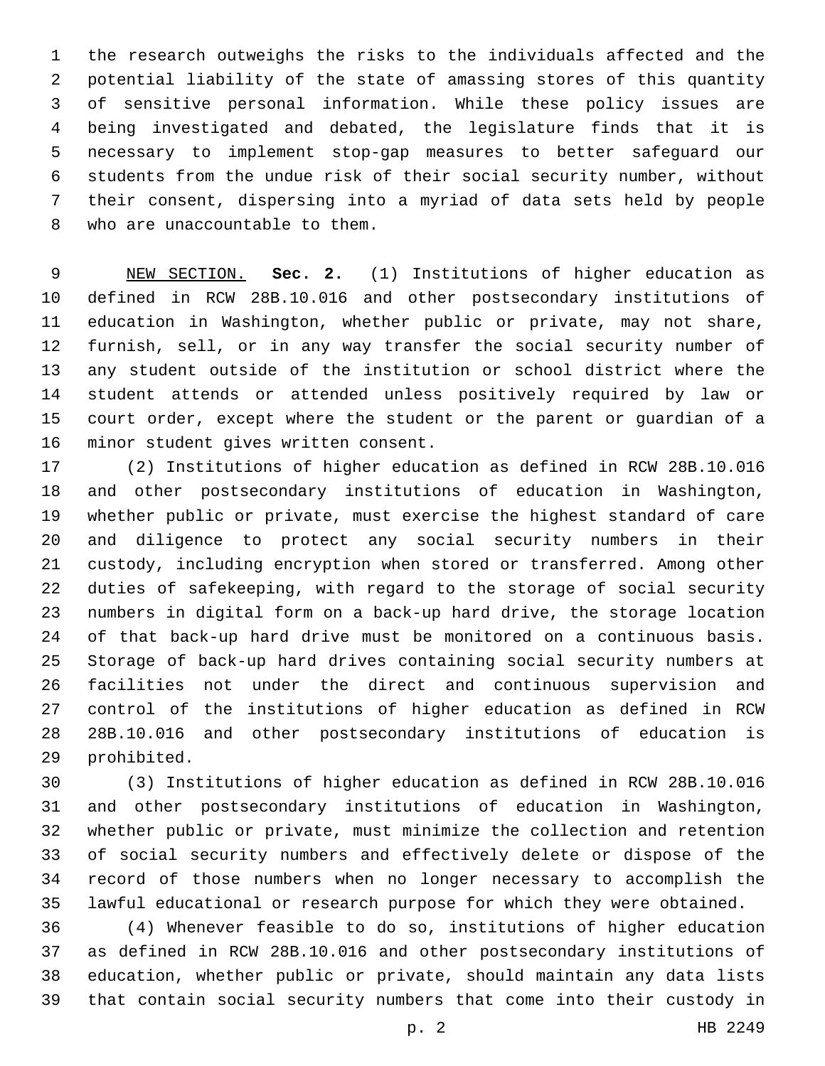the research outweighs the risks to the individuals affected and the potential liability of the state of amassing stores of this quantity of sensitive personal information. While these policy issues are being investigated and debated, the legislature finds that it is necessary to implement stop-gap measures to better safeguard our students from the undue risk of their social security number, without their consent, dispersing into a myriad of data sets held by people who are unaccountable to them.

NEW SECTION. **Sec. 2.** (1) Institutions of higher education as defined in RCW 28B.10.016 and other postsecondary institutions of education in Washington, whether public or private, may not share, furnish, sell, or in any way transfer the social security number of any student outside of the institution or school district where the student attends or attended unless positively required by law or court order, except where the student or the parent or guardian of a minor student gives written consent.

(2) Institutions of higher education as defined in RCW 28B.10.016 and other postsecondary institutions of education in Washington, whether public or private, must exercise the highest standard of care and diligence to protect any social security numbers in their custody, including encryption when stored or transferred. Among other duties of safekeeping, with regard to the storage of social security numbers in digital form on a back-up hard drive, the storage location of that back-up hard drive must be monitored on a continuous basis. Storage of back-up hard drives containing social security numbers at facilities not under the direct and continuous supervision and control of the institutions of higher education as defined in RCW 28B.10.016 and other postsecondary institutions of education is prohibited.

(3) Institutions of higher education as defined in RCW 28B.10.016 and other postsecondary institutions of education in Washington, whether public or private, must minimize the collection and retention of social security numbers and effectively delete or dispose of the record of those numbers when no longer necessary to accomplish the lawful educational or research purpose for which they were obtained.

(4) Whenever feasible to do so, institutions of higher education as defined in RCW 28B.10.016 and other postsecondary institutions of education, whether public or private, should maintain any data lists that contain social security numbers that come into their custody in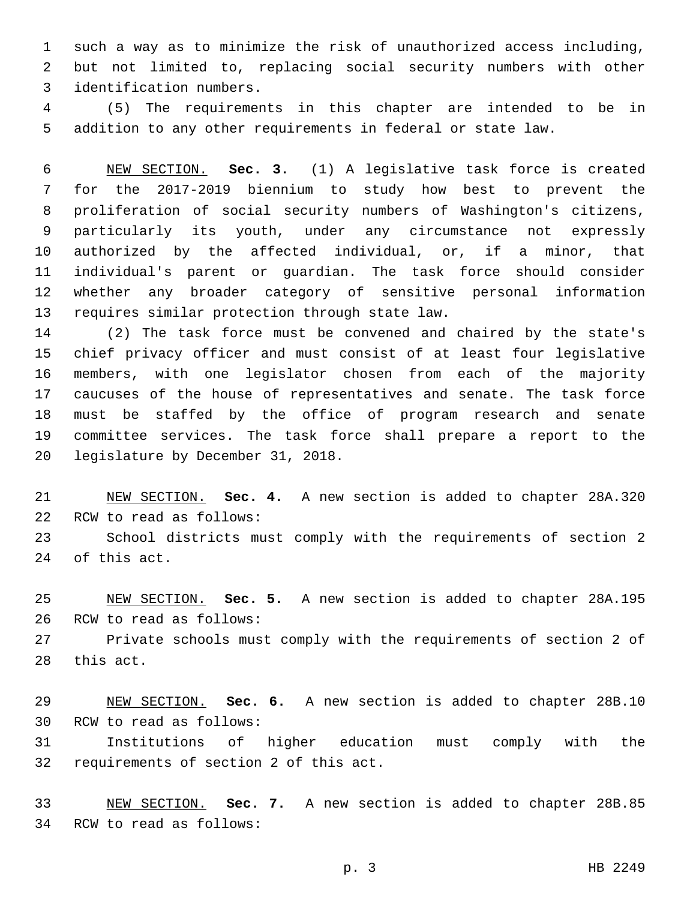such a way as to minimize the risk of unauthorized access including, but not limited to, replacing social security numbers with other identification numbers.

(5) The requirements in this chapter are intended to be in addition to any other requirements in federal or state law.

NEW SECTION. **Sec. 3.** (1) A legislative task force is created for the 2017-2019 biennium to study how best to prevent the proliferation of social security numbers of Washington's citizens, particularly its youth, under any circumstance not expressly authorized by the affected individual, or, if a minor, that individual's parent or guardian. The task force should consider whether any broader category of sensitive personal information requires similar protection through state law.

(2) The task force must be convened and chaired by the state's chief privacy officer and must consist of at least four legislative members, with one legislator chosen from each of the majority caucuses of the house of representatives and senate. The task force must be staffed by the office of program research and senate committee services. The task force shall prepare a report to the legislature by December 31, 2018.

NEW SECTION. **Sec. 4.** A new section is added to chapter 28A.320 RCW to read as follows:

School districts must comply with the requirements of section 2 of this act.

NEW SECTION. **Sec. 5.** A new section is added to chapter 28A.195 RCW to read as follows:

Private schools must comply with the requirements of section 2 of this act.

NEW SECTION. **Sec. 6.** A new section is added to chapter 28B.10 RCW to read as follows:

Institutions of higher education must comply with the requirements of section 2 of this act.

NEW SECTION. **Sec. 7.** A new section is added to chapter 28B.85 RCW to read as follows: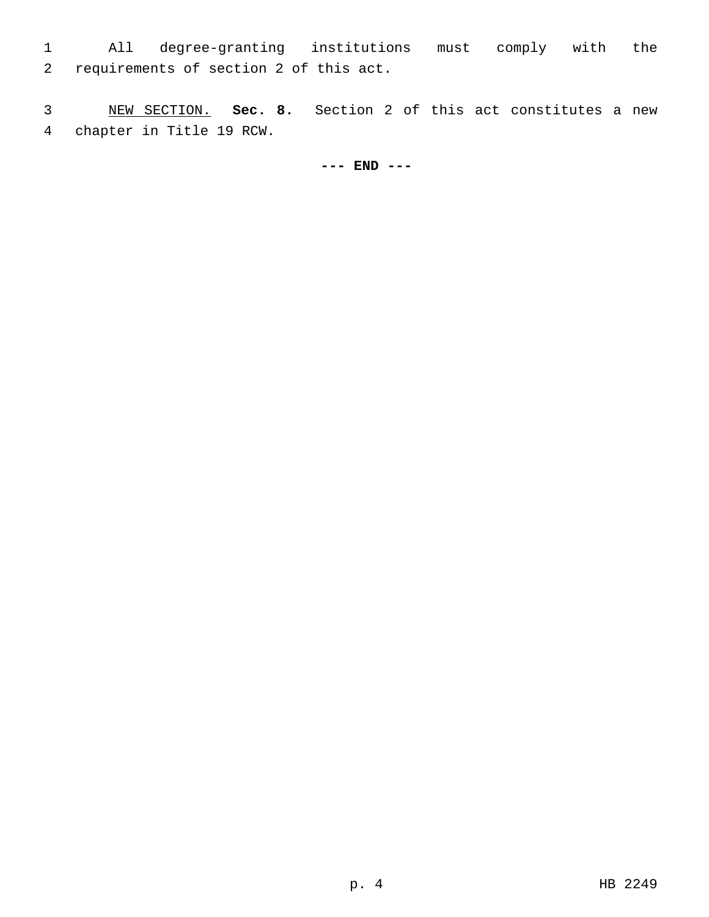All degree-granting institutions must comply with the requirements of section 2 of this act.

NEW SECTION. **Sec. 8.** Section 2 of this act constitutes a new chapter in Title 19 RCW.

**--- END ---**